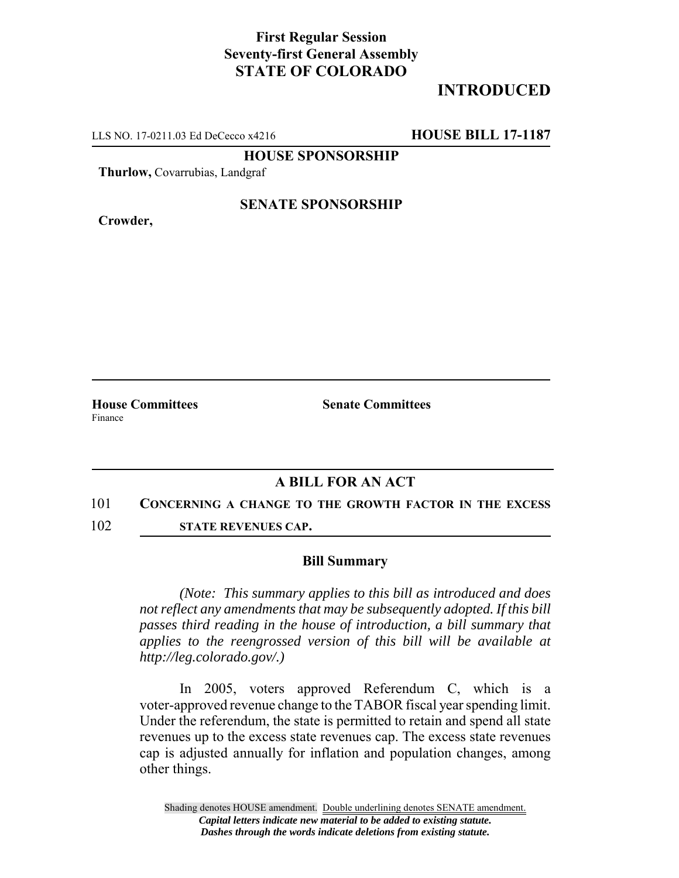**First Regular Session**
**Seventy-first General Assembly**
**STATE OF COLORADO**

# INTRODUCED

LLS NO. 17-0211.03 Ed DeCecco x4216 **HOUSE BILL 17-1187**

**HOUSE SPONSORSHIP**

**Thurlow,** Covarrubias, Landgraf

**SENATE SPONSORSHIP**

**Crowder,**

**House Committees**
Finance

**Senate Committees**

## A BILL FOR AN ACT

101 **CONCERNING A CHANGE TO THE GROWTH FACTOR IN THE EXCESS**
102 **STATE REVENUES CAP.**

### Bill Summary

*(Note: This summary applies to this bill as introduced and does not reflect any amendments that may be subsequently adopted. If this bill passes third reading in the house of introduction, a bill summary that applies to the reengrossed version of this bill will be available at http://leg.colorado.gov/.)*

In 2005, voters approved Referendum C, which is a voter-approved revenue change to the TABOR fiscal year spending limit. Under the referendum, the state is permitted to retain and spend all state revenues up to the excess state revenues cap. The excess state revenues cap is adjusted annually for inflation and population changes, among other things.

Shading denotes HOUSE amendment. Double underlining denotes SENATE amendment.
***Capital letters indicate new material to be added to existing statute.***
***Dashes through the words indicate deletions from existing statute.***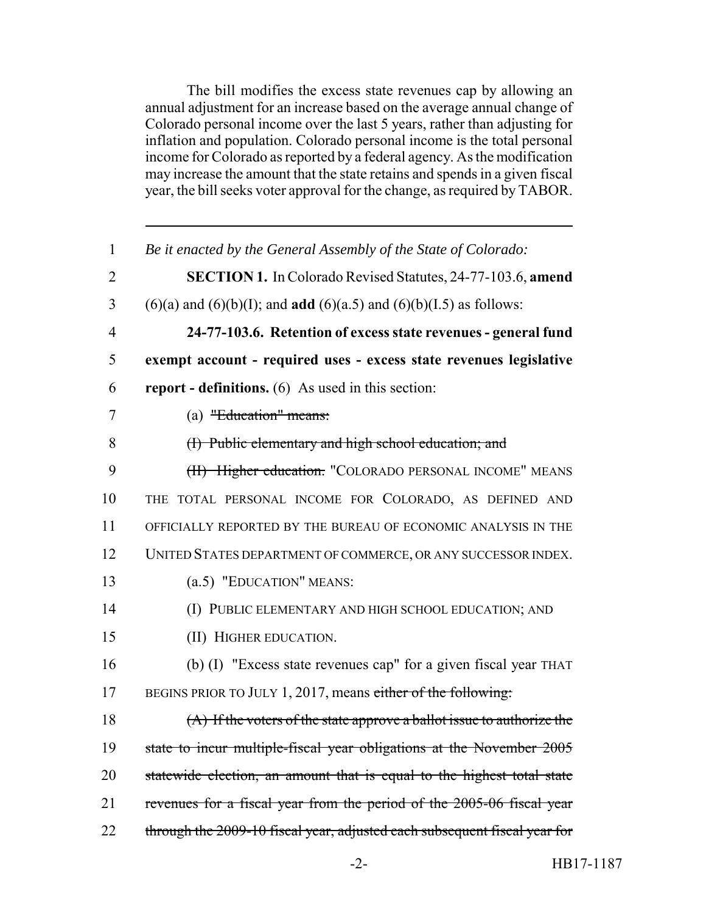The bill modifies the excess state revenues cap by allowing an annual adjustment for an increase based on the average annual change of Colorado personal income over the last 5 years, rather than adjusting for inflation and population. Colorado personal income is the total personal income for Colorado as reported by a federal agency. As the modification may increase the amount that the state retains and spends in a given fiscal year, the bill seeks voter approval for the change, as required by TABOR.

---

1 *Be it enacted by the General Assembly of the State of Colorado:*

2 **SECTION 1.** In Colorado Revised Statutes, 24-77-103.6, **amend**

3 (6)(a) and (6)(b)(I); and **add** (6)(a.5) and (6)(b)(I.5) as follows:

4 **24-77-103.6. Retention of excess state revenues - general fund**

5 **exempt account - required uses - excess state revenues legislative**

6 **report - definitions.** (6) As used in this section:

7 (a) ~~"Education" means:~~

8 ~~(I) Public elementary and high school education; and~~

9 ~~(II) Higher education.~~ "COLORADO PERSONAL INCOME" MEANS

10 THE TOTAL PERSONAL INCOME FOR COLORADO, AS DEFINED AND

11 OFFICIALLY REPORTED BY THE BUREAU OF ECONOMIC ANALYSIS IN THE

12 UNITED STATES DEPARTMENT OF COMMERCE, OR ANY SUCCESSOR INDEX.

13 (a.5) "EDUCATION" MEANS:

14 (I) PUBLIC ELEMENTARY AND HIGH SCHOOL EDUCATION; AND

15 (II) HIGHER EDUCATION.

16 (b) (I) "Excess state revenues cap" for a given fiscal year THAT

17 BEGINS PRIOR TO JULY 1, 2017, means ~~either of the following:~~

18 ~~(A) If the voters of the state approve a ballot issue to authorize the~~

19 ~~state to incur multiple-fiscal year obligations at the November 2005~~

20 ~~statewide election, an amount that is equal to the highest total state~~

21 ~~revenues for a fiscal year from the period of the 2005-06 fiscal year~~

22 ~~through the 2009-10 fiscal year, adjusted each subsequent fiscal year for~~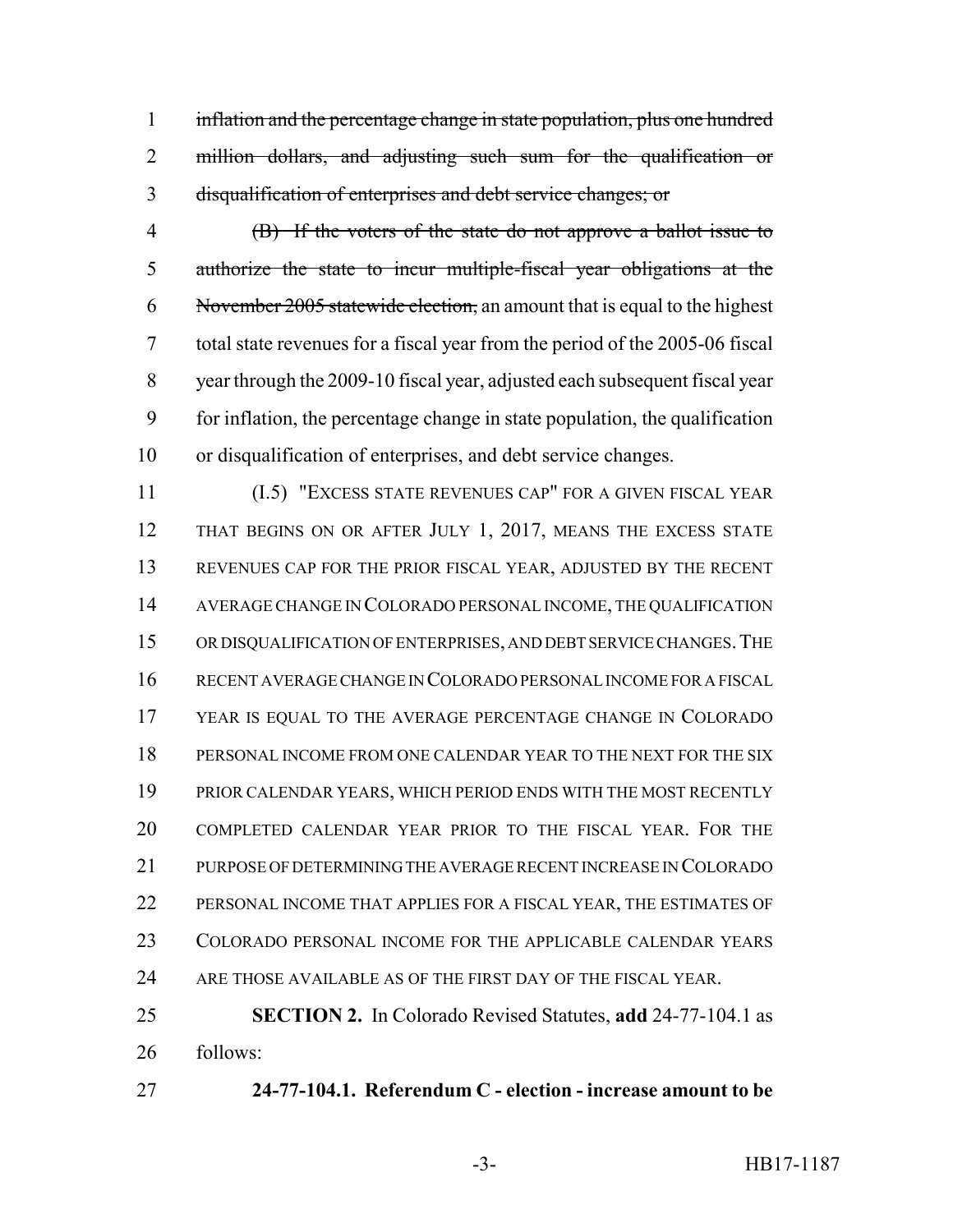~~inflation and the percentage change in state population, plus one hundred million dollars, and adjusting such sum for the qualification or disqualification of enterprises and debt service changes; or~~

~~(B) If the voters of the state do not approve a ballot issue to authorize the state to incur multiple-fiscal year obligations at the November 2005 statewide election,~~ an amount that is equal to the highest total state revenues for a fiscal year from the period of the 2005-06 fiscal year through the 2009-10 fiscal year, adjusted each subsequent fiscal year for inflation, the percentage change in state population, the qualification or disqualification of enterprises, and debt service changes.

(I.5) "EXCESS STATE REVENUES CAP" FOR A GIVEN FISCAL YEAR THAT BEGINS ON OR AFTER JULY 1, 2017, MEANS THE EXCESS STATE REVENUES CAP FOR THE PRIOR FISCAL YEAR, ADJUSTED BY THE RECENT AVERAGE CHANGE IN COLORADO PERSONAL INCOME, THE QUALIFICATION OR DISQUALIFICATION OF ENTERPRISES, AND DEBT SERVICE CHANGES. THE RECENT AVERAGE CHANGE IN COLORADO PERSONAL INCOME FOR A FISCAL YEAR IS EQUAL TO THE AVERAGE PERCENTAGE CHANGE IN COLORADO PERSONAL INCOME FROM ONE CALENDAR YEAR TO THE NEXT FOR THE SIX PRIOR CALENDAR YEARS, WHICH PERIOD ENDS WITH THE MOST RECENTLY COMPLETED CALENDAR YEAR PRIOR TO THE FISCAL YEAR. FOR THE PURPOSE OF DETERMINING THE AVERAGE RECENT INCREASE IN COLORADO PERSONAL INCOME THAT APPLIES FOR A FISCAL YEAR, THE ESTIMATES OF COLORADO PERSONAL INCOME FOR THE APPLICABLE CALENDAR YEARS ARE THOSE AVAILABLE AS OF THE FIRST DAY OF THE FISCAL YEAR.

**SECTION 2.** In Colorado Revised Statutes, **add** 24-77-104.1 as follows:

**24-77-104.1. Referendum C - election - increase amount to be**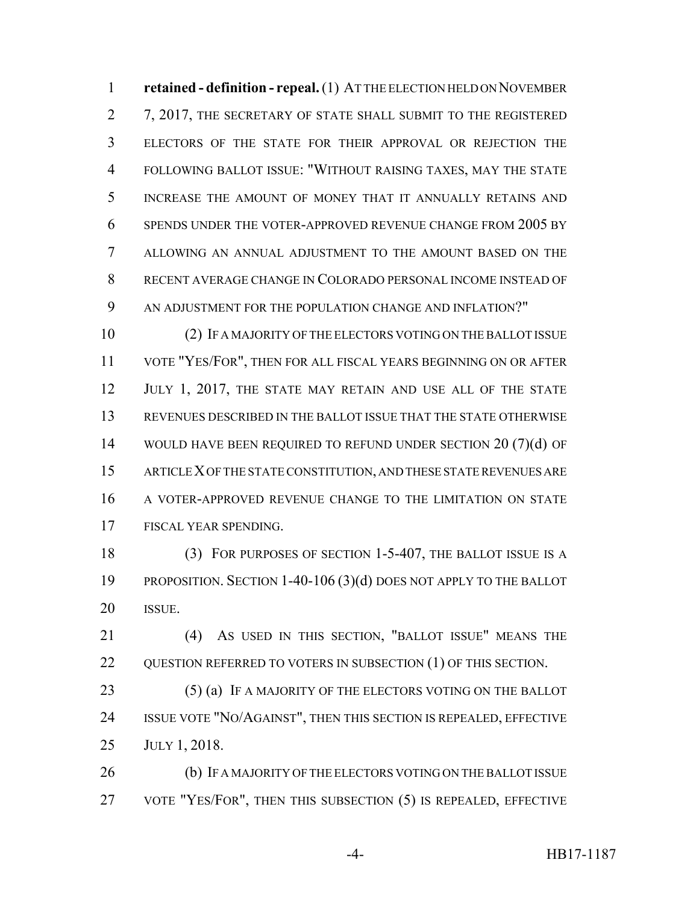**retained - definition - repeal.** (1) AT THE ELECTION HELD ON NOVEMBER 7, 2017, THE SECRETARY OF STATE SHALL SUBMIT TO THE REGISTERED ELECTORS OF THE STATE FOR THEIR APPROVAL OR REJECTION THE FOLLOWING BALLOT ISSUE: "WITHOUT RAISING TAXES, MAY THE STATE INCREASE THE AMOUNT OF MONEY THAT IT ANNUALLY RETAINS AND SPENDS UNDER THE VOTER-APPROVED REVENUE CHANGE FROM 2005 BY ALLOWING AN ANNUAL ADJUSTMENT TO THE AMOUNT BASED ON THE RECENT AVERAGE CHANGE IN COLORADO PERSONAL INCOME INSTEAD OF AN ADJUSTMENT FOR THE POPULATION CHANGE AND INFLATION?"

(2) IF A MAJORITY OF THE ELECTORS VOTING ON THE BALLOT ISSUE VOTE "YES/FOR", THEN FOR ALL FISCAL YEARS BEGINNING ON OR AFTER JULY 1, 2017, THE STATE MAY RETAIN AND USE ALL OF THE STATE REVENUES DESCRIBED IN THE BALLOT ISSUE THAT THE STATE OTHERWISE WOULD HAVE BEEN REQUIRED TO REFUND UNDER SECTION 20 (7)(d) OF ARTICLE X OF THE STATE CONSTITUTION, AND THESE STATE REVENUES ARE A VOTER-APPROVED REVENUE CHANGE TO THE LIMITATION ON STATE FISCAL YEAR SPENDING.

(3) FOR PURPOSES OF SECTION 1-5-407, THE BALLOT ISSUE IS A PROPOSITION. SECTION 1-40-106 (3)(d) DOES NOT APPLY TO THE BALLOT ISSUE.

(4) AS USED IN THIS SECTION, "BALLOT ISSUE" MEANS THE QUESTION REFERRED TO VOTERS IN SUBSECTION (1) OF THIS SECTION.

(5) (a) IF A MAJORITY OF THE ELECTORS VOTING ON THE BALLOT ISSUE VOTE "NO/AGAINST", THEN THIS SECTION IS REPEALED, EFFECTIVE JULY 1, 2018.

(b) IF A MAJORITY OF THE ELECTORS VOTING ON THE BALLOT ISSUE VOTE "YES/FOR", THEN THIS SUBSECTION (5) IS REPEALED, EFFECTIVE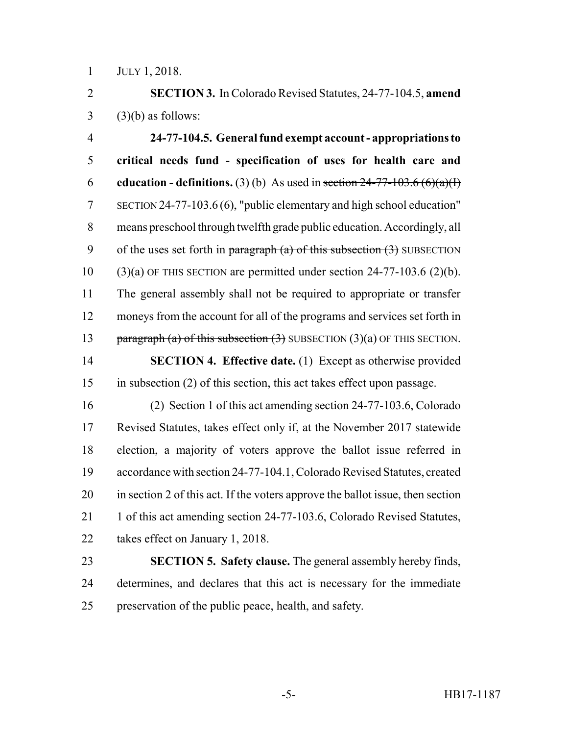JULY 1, 2018.

**SECTION 3.** In Colorado Revised Statutes, 24-77-104.5, **amend** (3)(b) as follows:

**24-77-104.5. General fund exempt account - appropriations to critical needs fund - specification of uses for health care and education - definitions.** (3) (b) As used in ~~section 24-77-103.6 (6)(a)(I)~~ SECTION 24-77-103.6 (6), "public elementary and high school education" means preschool through twelfth grade public education. Accordingly, all of the uses set forth in ~~paragraph (a) of this subsection (3)~~ SUBSECTION (3)(a) OF THIS SECTION are permitted under section 24-77-103.6 (2)(b). The general assembly shall not be required to appropriate or transfer moneys from the account for all of the programs and services set forth in ~~paragraph (a) of this subsection (3)~~ SUBSECTION (3)(a) OF THIS SECTION.

**SECTION 4. Effective date.** (1) Except as otherwise provided in subsection (2) of this section, this act takes effect upon passage.

(2) Section 1 of this act amending section 24-77-103.6, Colorado Revised Statutes, takes effect only if, at the November 2017 statewide election, a majority of voters approve the ballot issue referred in accordance with section 24-77-104.1, Colorado Revised Statutes, created in section 2 of this act. If the voters approve the ballot issue, then section 1 of this act amending section 24-77-103.6, Colorado Revised Statutes, takes effect on January 1, 2018.

**SECTION 5. Safety clause.** The general assembly hereby finds, determines, and declares that this act is necessary for the immediate preservation of the public peace, health, and safety.